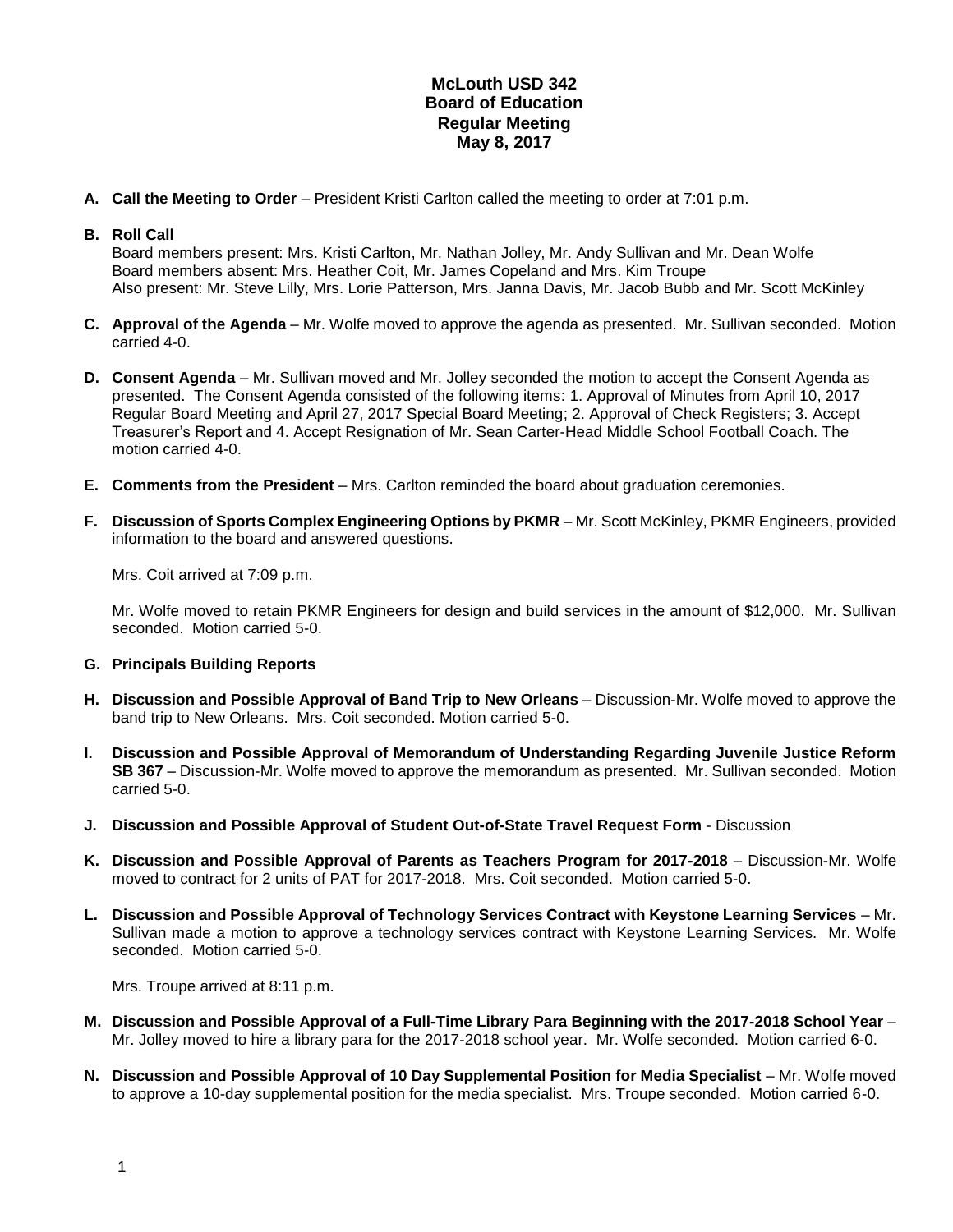# McLouth USD 342
## Board of Education
## Regular Meeting
## May 8, 2017

**A. Call the Meeting to Order** – President Kristi Carlton called the meeting to order at 7:01 p.m.

**B. Roll Call**
Board members present: Mrs. Kristi Carlton, Mr. Nathan Jolley, Mr. Andy Sullivan and Mr. Dean Wolfe
Board members absent: Mrs. Heather Coit, Mr. James Copeland and Mrs. Kim Troupe
Also present: Mr. Steve Lilly, Mrs. Lorie Patterson, Mrs. Janna Davis, Mr. Jacob Bubb and Mr. Scott McKinley

**C. Approval of the Agenda** – Mr. Wolfe moved to approve the agenda as presented. Mr. Sullivan seconded. Motion carried 4-0.

**D. Consent Agenda** – Mr. Sullivan moved and Mr. Jolley seconded the motion to accept the Consent Agenda as presented. The Consent Agenda consisted of the following items: 1. Approval of Minutes from April 10, 2017 Regular Board Meeting and April 27, 2017 Special Board Meeting; 2. Approval of Check Registers; 3. Accept Treasurer's Report and 4. Accept Resignation of Mr. Sean Carter-Head Middle School Football Coach. The motion carried 4-0.

**E. Comments from the President** – Mrs. Carlton reminded the board about graduation ceremonies.

**F. Discussion of Sports Complex Engineering Options by PKMR** – Mr. Scott McKinley, PKMR Engineers, provided information to the board and answered questions.

Mrs. Coit arrived at 7:09 p.m.

Mr. Wolfe moved to retain PKMR Engineers for design and build services in the amount of $12,000. Mr. Sullivan seconded. Motion carried 5-0.

**G. Principals Building Reports**

**H. Discussion and Possible Approval of Band Trip to New Orleans** – Discussion-Mr. Wolfe moved to approve the band trip to New Orleans. Mrs. Coit seconded. Motion carried 5-0.

**I. Discussion and Possible Approval of Memorandum of Understanding Regarding Juvenile Justice Reform SB 367** – Discussion-Mr. Wolfe moved to approve the memorandum as presented. Mr. Sullivan seconded. Motion carried 5-0.

**J. Discussion and Possible Approval of Student Out-of-State Travel Request Form** - Discussion

**K. Discussion and Possible Approval of Parents as Teachers Program for 2017-2018** – Discussion-Mr. Wolfe moved to contract for 2 units of PAT for 2017-2018. Mrs. Coit seconded. Motion carried 5-0.

**L. Discussion and Possible Approval of Technology Services Contract with Keystone Learning Services** – Mr. Sullivan made a motion to approve a technology services contract with Keystone Learning Services. Mr. Wolfe seconded. Motion carried 5-0.

Mrs. Troupe arrived at 8:11 p.m.

**M. Discussion and Possible Approval of a Full-Time Library Para Beginning with the 2017-2018 School Year** – Mr. Jolley moved to hire a library para for the 2017-2018 school year. Mr. Wolfe seconded. Motion carried 6-0.

**N. Discussion and Possible Approval of 10 Day Supplemental Position for Media Specialist** – Mr. Wolfe moved to approve a 10-day supplemental position for the media specialist. Mrs. Troupe seconded. Motion carried 6-0.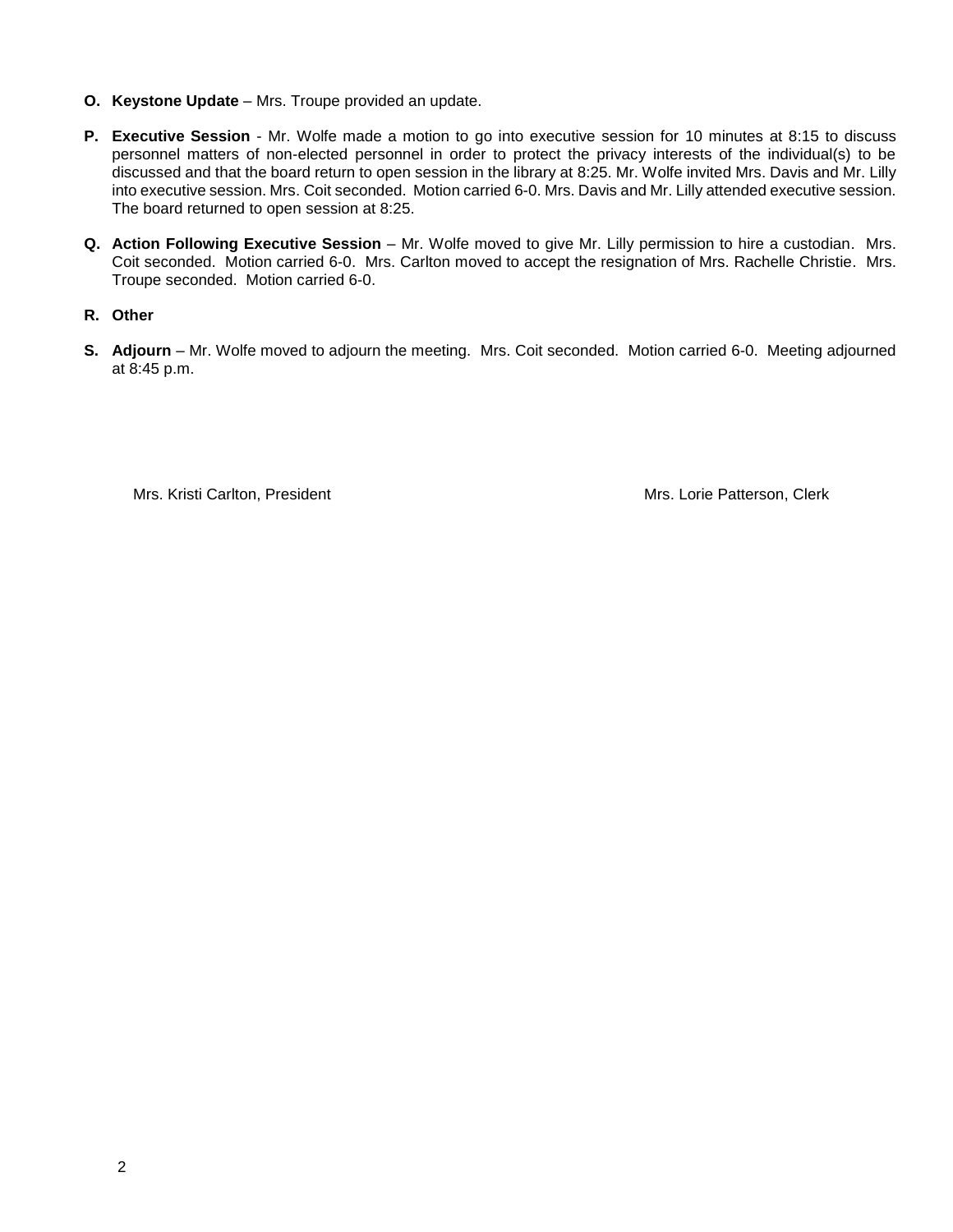**O. Keystone Update** – Mrs. Troupe provided an update.

**P. Executive Session** - Mr. Wolfe made a motion to go into executive session for 10 minutes at 8:15 to discuss personnel matters of non-elected personnel in order to protect the privacy interests of the individual(s) to be discussed and that the board return to open session in the library at 8:25. Mr. Wolfe invited Mrs. Davis and Mr. Lilly into executive session. Mrs. Coit seconded. Motion carried 6-0. Mrs. Davis and Mr. Lilly attended executive session. The board returned to open session at 8:25.

**Q. Action Following Executive Session** – Mr. Wolfe moved to give Mr. Lilly permission to hire a custodian. Mrs. Coit seconded. Motion carried 6-0. Mrs. Carlton moved to accept the resignation of Mrs. Rachelle Christie. Mrs. Troupe seconded. Motion carried 6-0.

**R. Other**

**S. Adjourn** – Mr. Wolfe moved to adjourn the meeting. Mrs. Coit seconded. Motion carried 6-0. Meeting adjourned at 8:45 p.m.

Mrs. Kristi Carlton, President

Mrs. Lorie Patterson, Clerk